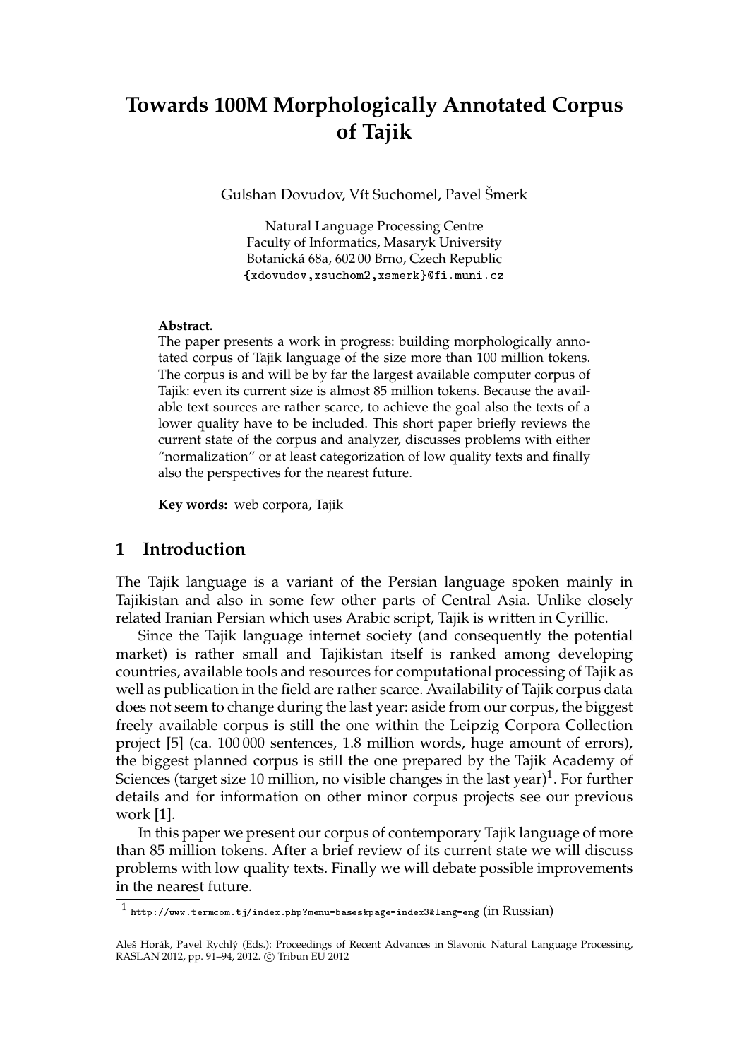# Towards 100M Morphologically Annotated Corpus of Tajik

Gulshan Dovudov, Vít Suchomel, Pavel Šmerk

Natural Language Processing Centre
Faculty of Informatics, Masaryk University
Botanická 68a, 602 00 Brno, Czech Republic
{xdovudov,xsuchom2,xsmerk}@fi.muni.cz

**Abstract.**
The paper presents a work in progress: building morphologically annotated corpus of Tajik language of the size more than 100 million tokens. The corpus is and will be by far the largest available computer corpus of Tajik: even its current size is almost 85 million tokens. Because the available text sources are rather scarce, to achieve the goal also the texts of a lower quality have to be included. This short paper briefly reviews the current state of the corpus and analyzer, discusses problems with either "normalization" or at least categorization of low quality texts and finally also the perspectives for the nearest future.

**Key words:** web corpora, Tajik

## 1 Introduction

The Tajik language is a variant of the Persian language spoken mainly in Tajikistan and also in some few other parts of Central Asia. Unlike closely related Iranian Persian which uses Arabic script, Tajik is written in Cyrillic.

Since the Tajik language internet society (and consequently the potential market) is rather small and Tajikistan itself is ranked among developing countries, available tools and resources for computational processing of Tajik as well as publication in the field are rather scarce. Availability of Tajik corpus data does not seem to change during the last year: aside from our corpus, the biggest freely available corpus is still the one within the Leipzig Corpora Collection project [5] (ca. 100 000 sentences, 1.8 million words, huge amount of errors), the biggest planned corpus is still the one prepared by the Tajik Academy of Sciences (target size 10 million, no visible changes in the last year)[1]. For further details and for information on other minor corpus projects see our previous work [1].

In this paper we present our corpus of contemporary Tajik language of more than 85 million tokens. After a brief review of its current state we will discuss problems with low quality texts. Finally we will debate possible improvements in the nearest future.

[1] http://www.termcom.tj/index.php?menu=bases&page=index3&lang=eng (in Russian)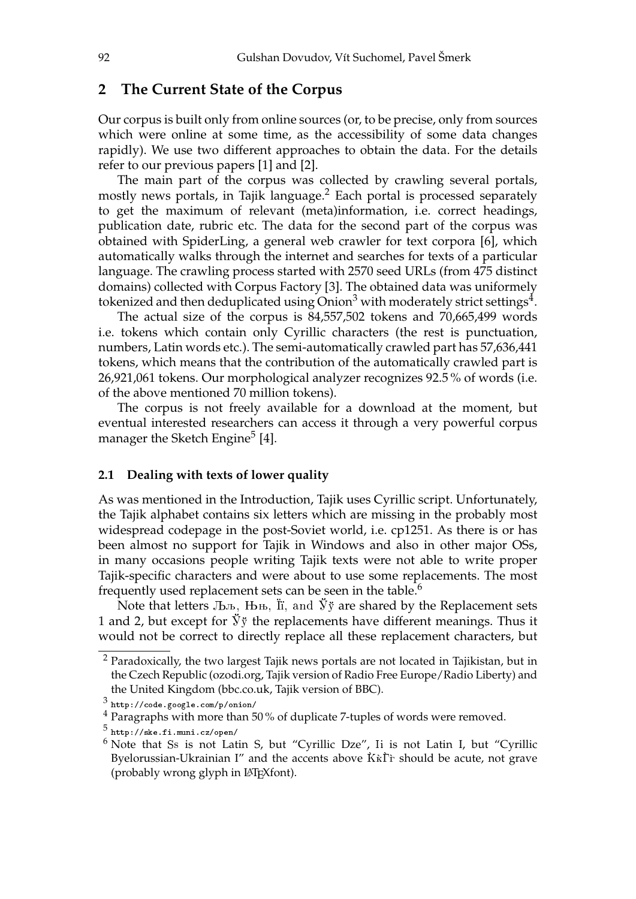## 2 The Current State of the Corpus

Our corpus is built only from online sources (or, to be precise, only from sources which were online at some time, as the accessibility of some data changes rapidly). We use two different approaches to obtain the data. For the details refer to our previous papers [1] and [2].

The main part of the corpus was collected by crawling several portals, mostly news portals, in Tajik language.[2] Each portal is processed separately to get the maximum of relevant (meta)information, i.e. correct headings, publication date, rubric etc. The data for the second part of the corpus was obtained with SpiderLing, a general web crawler for text corpora [6], which automatically walks through the internet and searches for texts of a particular language. The crawling process started with 2570 seed URLs (from 475 distinct domains) collected with Corpus Factory [3]. The obtained data was uniformely tokenized and then deduplicated using Onion[3] with moderately strict settings[4].

The actual size of the corpus is 84,557,502 tokens and 70,665,499 words i.e. tokens which contain only Cyrillic characters (the rest is punctuation, numbers, Latin words etc.). The semi-automatically crawled part has 57,636,441 tokens, which means that the contribution of the automatically crawled part is 26,921,061 tokens. Our morphological analyzer recognizes 92.5 % of words (i.e. of the above mentioned 70 million tokens).

The corpus is not freely available for a download at the moment, but eventual interested researchers can access it through a very powerful corpus manager the Sketch Engine[5] [4].

### 2.1 Dealing with texts of lower quality

As was mentioned in the Introduction, Tajik uses Cyrillic script. Unfortunately, the Tajik alphabet contains six letters which are missing in the probably most widespread codepage in the post-Soviet world, i.e. cp1251. As there is or has been almost no support for Tajik in Windows and also in other major OSs, in many occasions people writing Tajik texts were not able to write proper Tajik-specific characters and were about to use some replacements. The most frequently used replacement sets can be seen in the table.[6]

Note that letters Љљ, Њњ, Її, and Ў̈ў̈ are shared by the Replacement sets 1 and 2, but except for Ў̈ў̈ the replacements have different meanings. Thus it would not be correct to directly replace all these replacement characters, but

[2] Paradoxically, the two largest Tajik news portals are not located in Tajikistan, but in the Czech Republic (ozodi.org, Tajik version of Radio Free Europe/Radio Liberty) and the United Kingdom (bbc.co.uk, Tajik version of BBC).

[3] http://code.google.com/p/onion/

[4] Paragraphs with more than 50 % of duplicate 7-tuples of words were removed.

[5] http://ske.fi.muni.cz/open/

[6] Note that Ѕѕ is not Latin S, but "Cyrillic Dze", Ii is not Latin I, but "Cyrillic Byelorussian-Ukrainian I" and the accents above Ќќ Ѓѓ should be acute, not grave (probably wrong glyph in LATEXfont).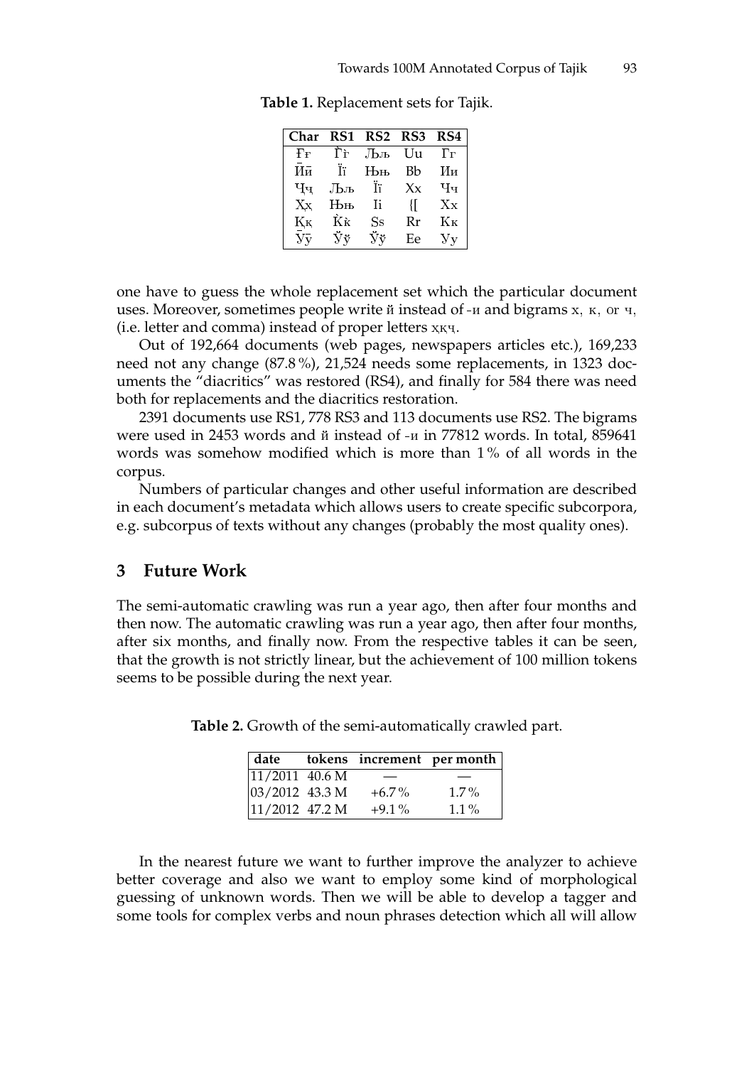**Table 1.** Replacement sets for Tajik.

| Char | RS1 | RS2 | RS3 | RS4 |
|---|---|---|---|---|
| Ғғ | Ѓѓ | Љљ | Uu | Гг |
| Ӣӣ | Її | Њњ | Bb | Ии |
| Ҷҷ | Љљ | Її | Xx | Чч |
| Ҳҳ | Њњ | Ii | {[ | Хх |
| Ққ | Ќќ | Ss | Rr | Кк |
| Ӯӯ | Ўў | Ӱӱ | Ee | Уу |

one have to guess the whole replacement set which the particular document uses. Moreover, sometimes people write й instead of -и and bigrams х, к, or ч, (i.e. letter and comma) instead of proper letters ҳқҷ.

Out of 192,664 documents (web pages, newspapers articles etc.), 169,233 need not any change (87.8 %), 21,524 needs some replacements, in 1323 documents the "diacritics" was restored (RS4), and finally for 584 there was need both for replacements and the diacritics restoration.

2391 documents use RS1, 778 RS3 and 113 documents use RS2. The bigrams were used in 2453 words and й instead of -и in 77812 words. In total, 859641 words was somehow modified which is more than 1 % of all words in the corpus.

Numbers of particular changes and other useful information are described in each document's metadata which allows users to create specific subcorpora, e.g. subcorpus of texts without any changes (probably the most quality ones).

## 3 Future Work

The semi-automatic crawling was run a year ago, then after four months and then now. The automatic crawling was run a year ago, then after four months, after six months, and finally now. From the respective tables it can be seen, that the growth is not strictly linear, but the achievement of 100 million tokens seems to be possible during the next year.

**Table 2.** Growth of the semi-automatically crawled part.

| date | tokens | increment | per month |
|---|---|---|---|
| 11/2011 | 40.6 M | — | — |
| 03/2012 | 43.3 M | +6.7 % | 1.7 % |
| 11/2012 | 47.2 M | +9.1 % | 1.1 % |

In the nearest future we want to further improve the analyzer to achieve better coverage and also we want to employ some kind of morphological guessing of unknown words. Then we will be able to develop a tagger and some tools for complex verbs and noun phrases detection which all will allow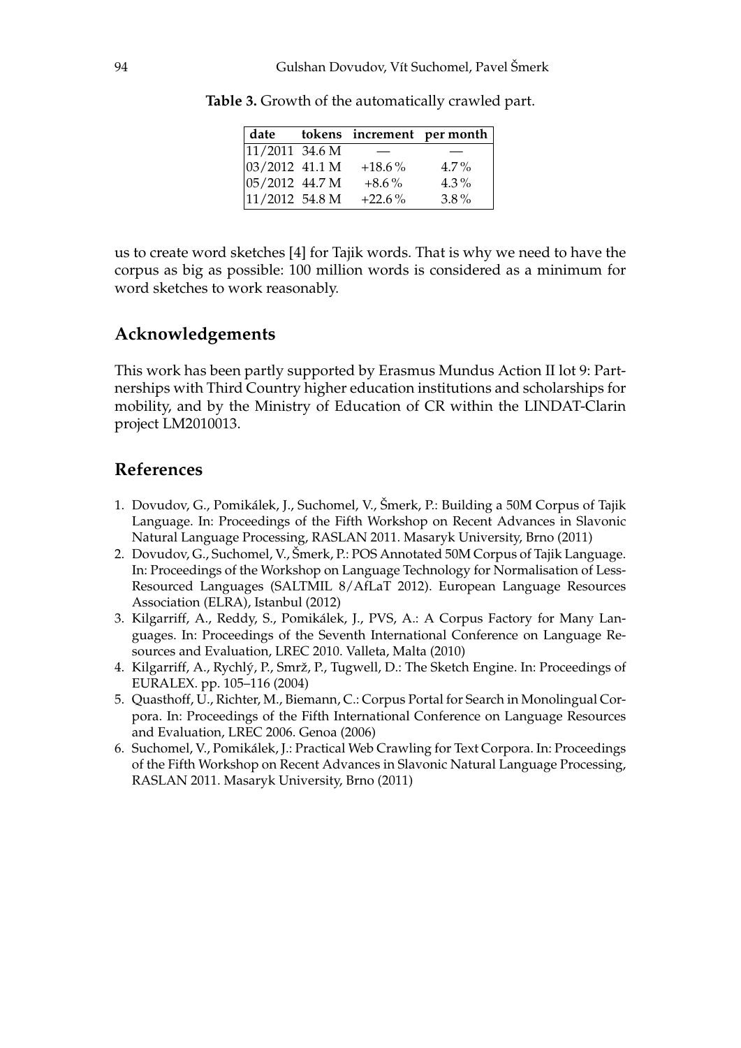**Table 3.** Growth of the automatically crawled part.

| date | tokens | increment | per month |
|---|---|---|---|
| 11/2011 | 34.6 M | — | — |
| 03/2012 | 41.1 M | +18.6 % | 4.7 % |
| 05/2012 | 44.7 M | +8.6 % | 4.3 % |
| 11/2012 | 54.8 M | +22.6 % | 3.8 % |

us to create word sketches [4] for Tajik words. That is why we need to have the corpus as big as possible: 100 million words is considered as a minimum for word sketches to work reasonably.

## Acknowledgements

This work has been partly supported by Erasmus Mundus Action II lot 9: Partnerships with Third Country higher education institutions and scholarships for mobility, and by the Ministry of Education of CR within the LINDAT-Clarin project LM2010013.

## References

1. Dovudov, G., Pomikálek, J., Suchomel, V., Šmerk, P.: Building a 50M Corpus of Tajik Language. In: Proceedings of the Fifth Workshop on Recent Advances in Slavonic Natural Language Processing, RASLAN 2011. Masaryk University, Brno (2011)
2. Dovudov, G., Suchomel, V., Šmerk, P.: POS Annotated 50M Corpus of Tajik Language. In: Proceedings of the Workshop on Language Technology for Normalisation of Less-Resourced Languages (SALTMIL 8/AfLaT 2012). European Language Resources Association (ELRA), Istanbul (2012)
3. Kilgarriff, A., Reddy, S., Pomikálek, J., PVS, A.: A Corpus Factory for Many Languages. In: Proceedings of the Seventh International Conference on Language Resources and Evaluation, LREC 2010. Valleta, Malta (2010)
4. Kilgarriff, A., Rychlý, P., Smrž, P., Tugwell, D.: The Sketch Engine. In: Proceedings of EURALEX. pp. 105–116 (2004)
5. Quasthoff, U., Richter, M., Biemann, C.: Corpus Portal for Search in Monolingual Corpora. In: Proceedings of the Fifth International Conference on Language Resources and Evaluation, LREC 2006. Genoa (2006)
6. Suchomel, V., Pomikálek, J.: Practical Web Crawling for Text Corpora. In: Proceedings of the Fifth Workshop on Recent Advances in Slavonic Natural Language Processing, RASLAN 2011. Masaryk University, Brno (2011)